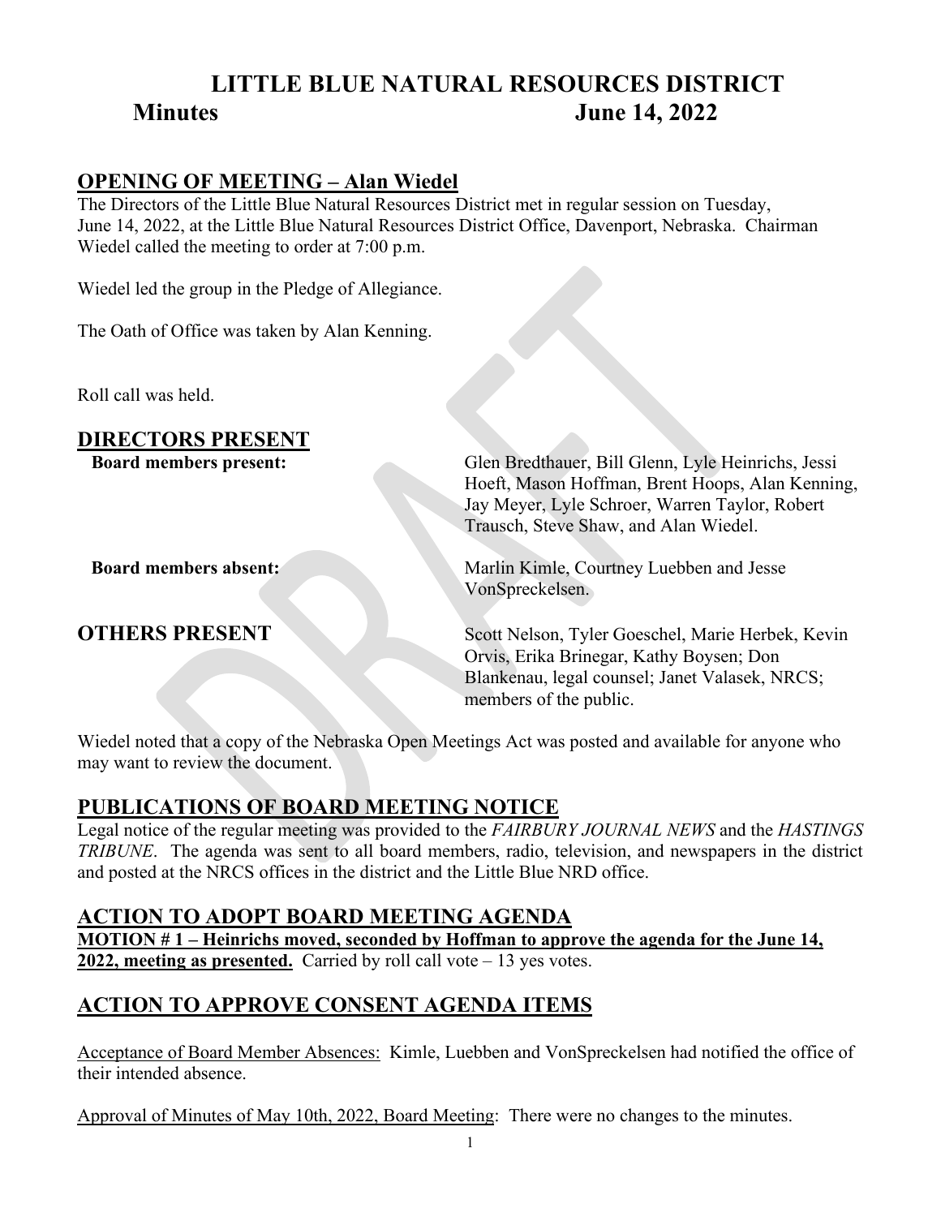# LITTLE BLUE NATURAL RESOURCES DISTRICT

# Minutes June 14, 2022

## OPENING OF MEETING – Alan Wiedel

The Directors of the Little Blue Natural Resources District met in regular session on Tuesday, June 14, 2022, at the Little Blue Natural Resources District Office, Davenport, Nebraska. Chairman Wiedel called the meeting to order at 7:00 p.m.

Wiedel led the group in the Pledge of Allegiance.

The Oath of Office was taken by Alan Kenning.

Roll call was held.

## DIRECTORS PRESENT

**Board members present:** Glen Bredthauer, Bill Glenn, Lyle Heinrichs, Jessi Hoeft, Mason Hoffman, Brent Hoops, Alan Kenning, Jay Meyer, Lyle Schroer, Warren Taylor, Robert Trausch, Steve Shaw, and Alan Wiedel.

**Board members absent:** Marlin Kimle, Courtney Luebben and Jesse VonSpreckelsen.

## OTHERS PRESENT

Scott Nelson, Tyler Goeschel, Marie Herbek, Kevin Orvis, Erika Brinegar, Kathy Boysen; Don Blankenau, legal counsel; Janet Valasek, NRCS; members of the public.

Wiedel noted that a copy of the Nebraska Open Meetings Act was posted and available for anyone who may want to review the document.

## PUBLICATIONS OF BOARD MEETING NOTICE

Legal notice of the regular meeting was provided to the *FAIRBURY JOURNAL NEWS* and the *HASTINGS TRIBUNE*. The agenda was sent to all board members, radio, television, and newspapers in the district and posted at the NRCS offices in the district and the Little Blue NRD office.

## ACTION TO ADOPT BOARD MEETING AGENDA

**MOTION # 1 – Heinrichs moved, seconded by Hoffman to approve the agenda for the June 14, 2022, meeting as presented.** Carried by roll call vote – 13 yes votes.

## ACTION TO APPROVE CONSENT AGENDA ITEMS

Acceptance of Board Member Absences: Kimle, Luebben and VonSpreckelsen had notified the office of their intended absence.

Approval of Minutes of May 10th, 2022, Board Meeting: There were no changes to the minutes.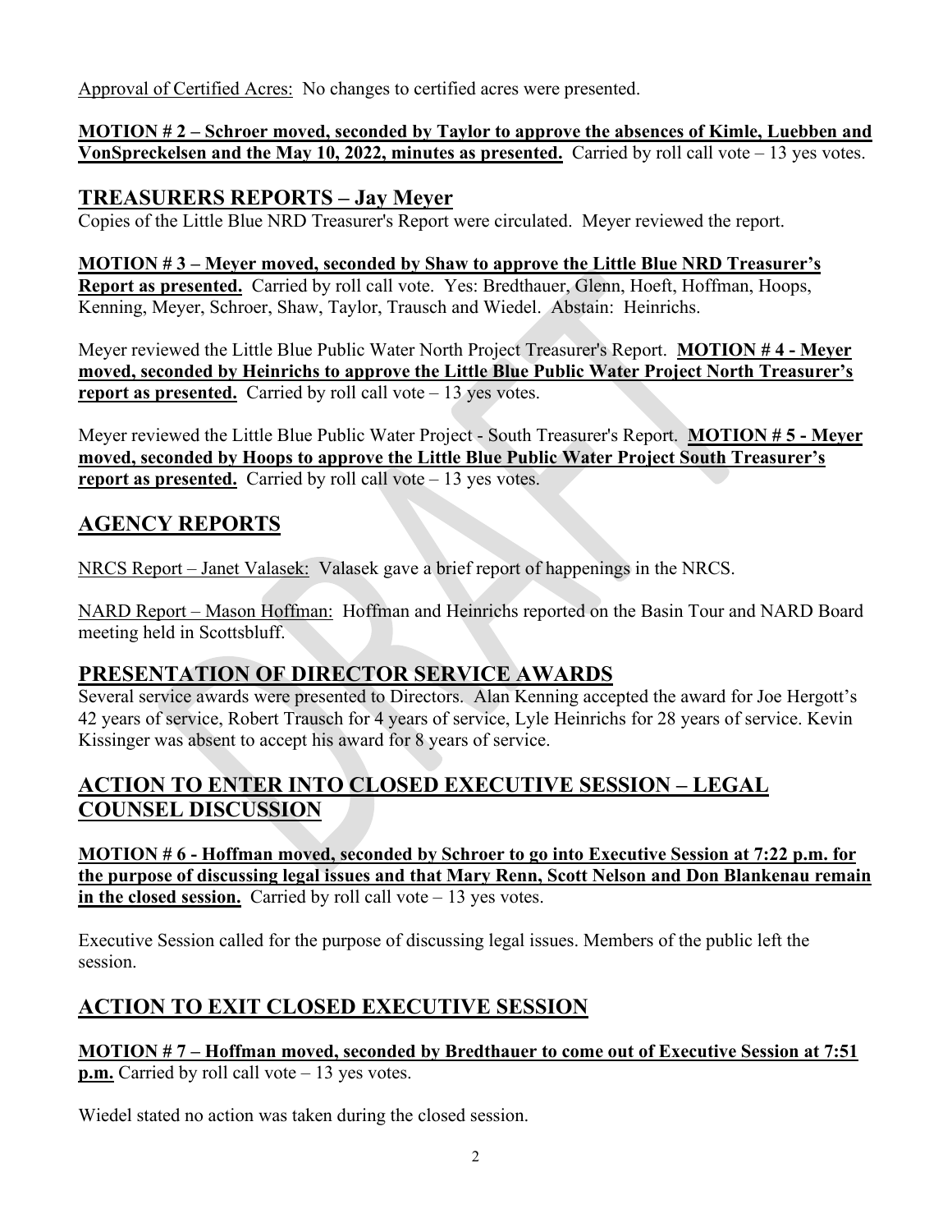Approval of Certified Acres: No changes to certified acres were presented.

**MOTION # 2 – Schroer moved, seconded by Taylor to approve the absences of Kimle, Luebben and VonSpreckelsen and the May 10, 2022, minutes as presented.** Carried by roll call vote – 13 yes votes.

## TREASURERS REPORTS – Jay Meyer

Copies of the Little Blue NRD Treasurer's Report were circulated. Meyer reviewed the report.

**MOTION # 3 – Meyer moved, seconded by Shaw to approve the Little Blue NRD Treasurer's Report as presented.** Carried by roll call vote. Yes: Bredthauer, Glenn, Hoeft, Hoffman, Hoops, Kenning, Meyer, Schroer, Shaw, Taylor, Trausch and Wiedel. Abstain: Heinrichs.

Meyer reviewed the Little Blue Public Water North Project Treasurer's Report. **MOTION # 4 - Meyer moved, seconded by Heinrichs to approve the Little Blue Public Water Project North Treasurer's report as presented.** Carried by roll call vote – 13 yes votes.

Meyer reviewed the Little Blue Public Water Project - South Treasurer's Report. **MOTION # 5 - Meyer moved, seconded by Hoops to approve the Little Blue Public Water Project South Treasurer's report as presented.** Carried by roll call vote – 13 yes votes.

## AGENCY REPORTS

NRCS Report – Janet Valasek: Valasek gave a brief report of happenings in the NRCS.

NARD Report – Mason Hoffman: Hoffman and Heinrichs reported on the Basin Tour and NARD Board meeting held in Scottsbluff.

## PRESENTATION OF DIRECTOR SERVICE AWARDS

Several service awards were presented to Directors. Alan Kenning accepted the award for Joe Hergott's 42 years of service, Robert Trausch for 4 years of service, Lyle Heinrichs for 28 years of service. Kevin Kissinger was absent to accept his award for 8 years of service.

## ACTION TO ENTER INTO CLOSED EXECUTIVE SESSION – LEGAL COUNSEL DISCUSSION

**MOTION # 6 - Hoffman moved, seconded by Schroer to go into Executive Session at 7:22 p.m. for the purpose of discussing legal issues and that Mary Renn, Scott Nelson and Don Blankenau remain in the closed session.** Carried by roll call vote – 13 yes votes.

Executive Session called for the purpose of discussing legal issues. Members of the public left the session.

## ACTION TO EXIT CLOSED EXECUTIVE SESSION

**MOTION # 7 – Hoffman moved, seconded by Bredthauer to come out of Executive Session at 7:51 p.m.** Carried by roll call vote – 13 yes votes.

Wiedel stated no action was taken during the closed session.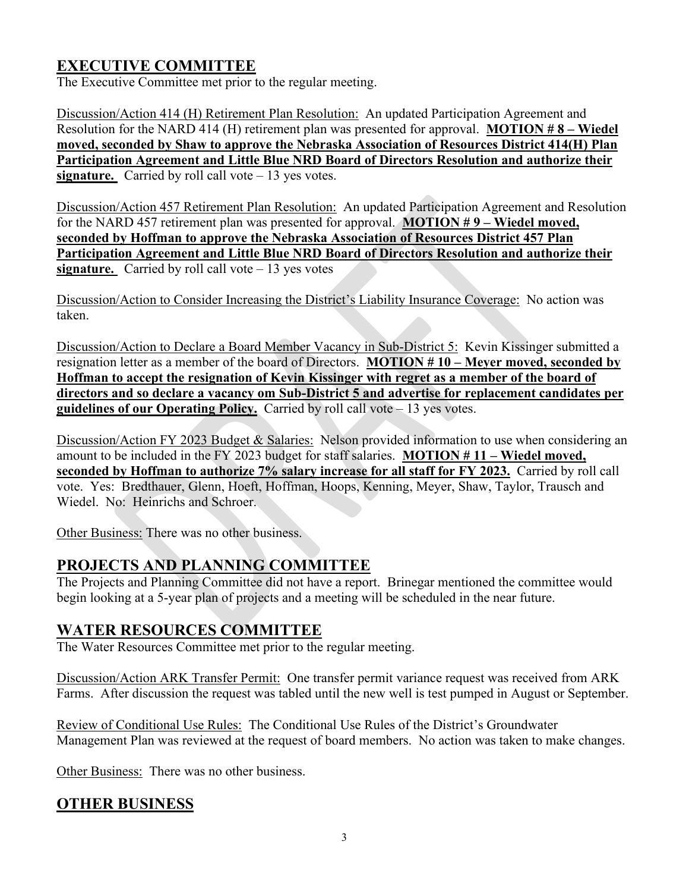## EXECUTIVE COMMITTEE

The Executive Committee met prior to the regular meeting.

Discussion/Action 414 (H) Retirement Plan Resolution: An updated Participation Agreement and Resolution for the NARD 414 (H) retirement plan was presented for approval. **MOTION # 8 – Wiedel moved, seconded by Shaw to approve the Nebraska Association of Resources District 414(H) Plan Participation Agreement and Little Blue NRD Board of Directors Resolution and authorize their signature.** Carried by roll call vote – 13 yes votes.

Discussion/Action 457 Retirement Plan Resolution: An updated Participation Agreement and Resolution for the NARD 457 retirement plan was presented for approval. **MOTION # 9 – Wiedel moved, seconded by Hoffman to approve the Nebraska Association of Resources District 457 Plan Participation Agreement and Little Blue NRD Board of Directors Resolution and authorize their signature.** Carried by roll call vote – 13 yes votes

Discussion/Action to Consider Increasing the District's Liability Insurance Coverage: No action was taken.

Discussion/Action to Declare a Board Member Vacancy in Sub-District 5: Kevin Kissinger submitted a resignation letter as a member of the board of Directors. **MOTION # 10 – Meyer moved, seconded by Hoffman to accept the resignation of Kevin Kissinger with regret as a member of the board of directors and so declare a vacancy om Sub-District 5 and advertise for replacement candidates per guidelines of our Operating Policy.** Carried by roll call vote – 13 yes votes.

Discussion/Action FY 2023 Budget & Salaries: Nelson provided information to use when considering an amount to be included in the FY 2023 budget for staff salaries. **MOTION # 11 – Wiedel moved, seconded by Hoffman to authorize 7% salary increase for all staff for FY 2023.** Carried by roll call vote. Yes: Bredthauer, Glenn, Hoeft, Hoffman, Hoops, Kenning, Meyer, Shaw, Taylor, Trausch and Wiedel. No: Heinrichs and Schroer.

Other Business: There was no other business.

## PROJECTS AND PLANNING COMMITTEE

The Projects and Planning Committee did not have a report. Brinegar mentioned the committee would begin looking at a 5-year plan of projects and a meeting will be scheduled in the near future.

## WATER RESOURCES COMMITTEE

The Water Resources Committee met prior to the regular meeting.

Discussion/Action ARK Transfer Permit: One transfer permit variance request was received from ARK Farms. After discussion the request was tabled until the new well is test pumped in August or September.

Review of Conditional Use Rules: The Conditional Use Rules of the District's Groundwater Management Plan was reviewed at the request of board members. No action was taken to make changes.

Other Business: There was no other business.

## OTHER BUSINESS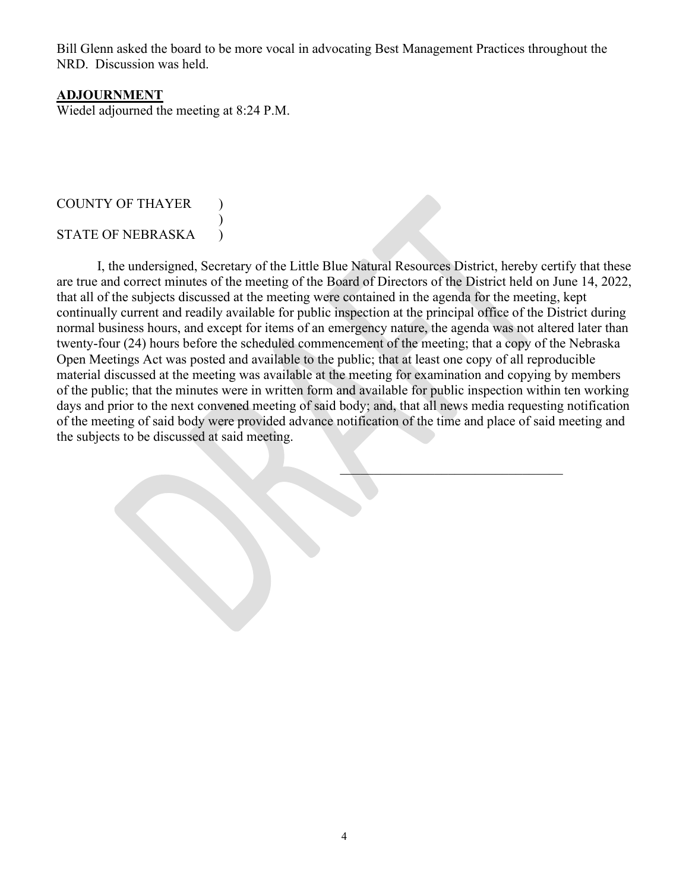Bill Glenn asked the board to be more vocal in advocating Best Management Practices throughout the NRD. Discussion was held.

**ADJOURNMENT**
Wiedel adjourned the meeting at 8:24 P.M.

COUNTY OF THAYER )
)
STATE OF NEBRASKA )

I, the undersigned, Secretary of the Little Blue Natural Resources District, hereby certify that these are true and correct minutes of the meeting of the Board of Directors of the District held on June 14, 2022, that all of the subjects discussed at the meeting were contained in the agenda for the meeting, kept continually current and readily available for public inspection at the principal office of the District during normal business hours, and except for items of an emergency nature, the agenda was not altered later than twenty-four (24) hours before the scheduled commencement of the meeting; that a copy of the Nebraska Open Meetings Act was posted and available to the public; that at least one copy of all reproducible material discussed at the meeting was available at the meeting for examination and copying by members of the public; that the minutes were in written form and available for public inspection within ten working days and prior to the next convened meeting of said body; and, that all news media requesting notification of the meeting of said body were provided advance notification of the time and place of said meeting and the subjects to be discussed at said meeting.

\_\_\_\_\_\_\_\_\_\_\_\_\_\_\_\_\_\_\_\_\_\_\_\_\_\_\_\_\_\_\_\_\_\_